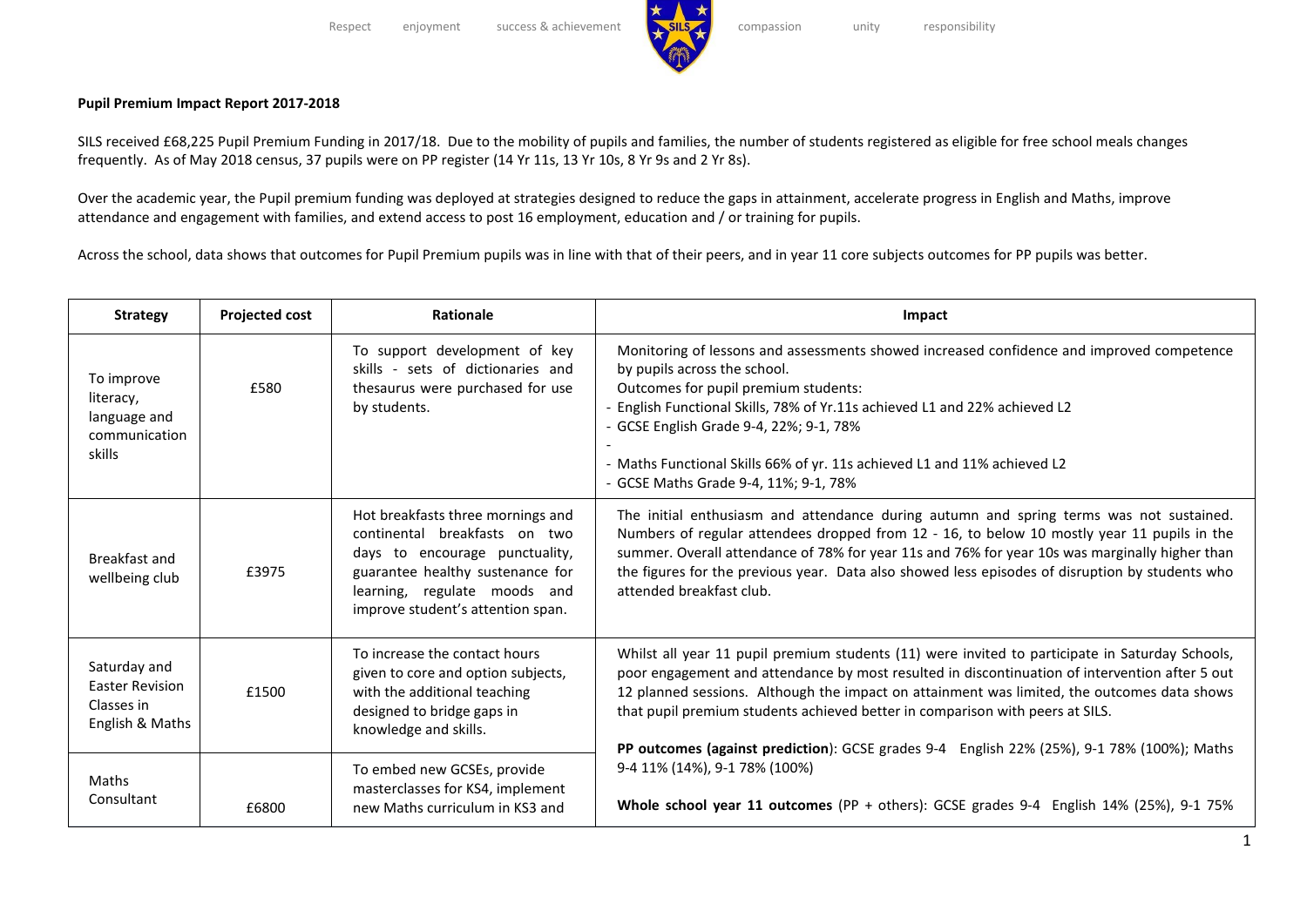**Pupil Premium Impact Report 2017-2018**

SILS received £68,225 Pupil Premium Funding in 2017/18. Due to the mobility of pupils and families, the number of students registered as eligible for free school meals changes frequently. As of May 2018 census, 37 pupils were on PP register (14 Yr 11s, 13 Yr 10s, 8 Yr 9s and 2 Yr 8s).

Over the academic year, the Pupil premium funding was deployed at strategies designed to reduce the gaps in attainment, accelerate progress in English and Maths, improve attendance and engagement with families, and extend access to post 16 employment, education and / or training for pupils.

Across the school, data shows that outcomes for Pupil Premium pupils was in line with that of their peers, and in year 11 core subjects outcomes for PP pupils was better.

| Strategy | Projected cost | Rationale | Impact |
|---|---|---|---|
| To improve literacy, language and communication skills | £580 | To support development of key skills - sets of dictionaries and thesaurus were purchased for use by students. | Monitoring of lessons and assessments showed increased confidence and improved competence by pupils across the school.<br>Outcomes for pupil premium students:<br>- English Functional Skills, 78% of Yr.11s achieved L1 and 22% achieved L2<br>- GCSE English Grade 9-4, 22%; 9-1, 78%<br>-<br>- Maths Functional Skills 66% of yr. 11s achieved L1 and 11% achieved L2<br>- GCSE Maths Grade 9-4, 11%; 9-1, 78% |
| Breakfast and wellbeing club | £3975 | Hot breakfasts three mornings and continental breakfasts on two days to encourage punctuality, guarantee healthy sustenance for learning, regulate moods and improve student's attention span. | The initial enthusiasm and attendance during autumn and spring terms was not sustained. Numbers of regular attendees dropped from 12 - 16, to below 10 mostly year 11 pupils in the summer. Overall attendance of 78% for year 11s and 76% for year 10s was marginally higher than the figures for the previous year. Data also showed less episodes of disruption by students who attended breakfast club. |
| Saturday and Easter Revision Classes in English & Maths | £1500 | To increase the contact hours given to core and option subjects, with the additional teaching designed to bridge gaps in knowledge and skills. | Whilst all year 11 pupil premium students (11) were invited to participate in Saturday Schools, poor engagement and attendance by most resulted in discontinuation of intervention after 5 out 12 planned sessions. Although the impact on attainment was limited, the outcomes data shows that pupil premium students achieved better in comparison with peers at SILS.<br><br>**PP outcomes (against prediction)**: GCSE grades 9-4 English 22% (25%), 9-1 78% (100%); Maths 9-4 11% (14%), 9-1 78% (100%)<br><br>**Whole school year 11 outcomes** (PP + others): GCSE grades 9-4 English 14% (25%), 9-1 75% |
| Maths Consultant | £6800 | To embed new GCSEs, provide masterclasses for KS4, implement new Maths curriculum in KS3 and | |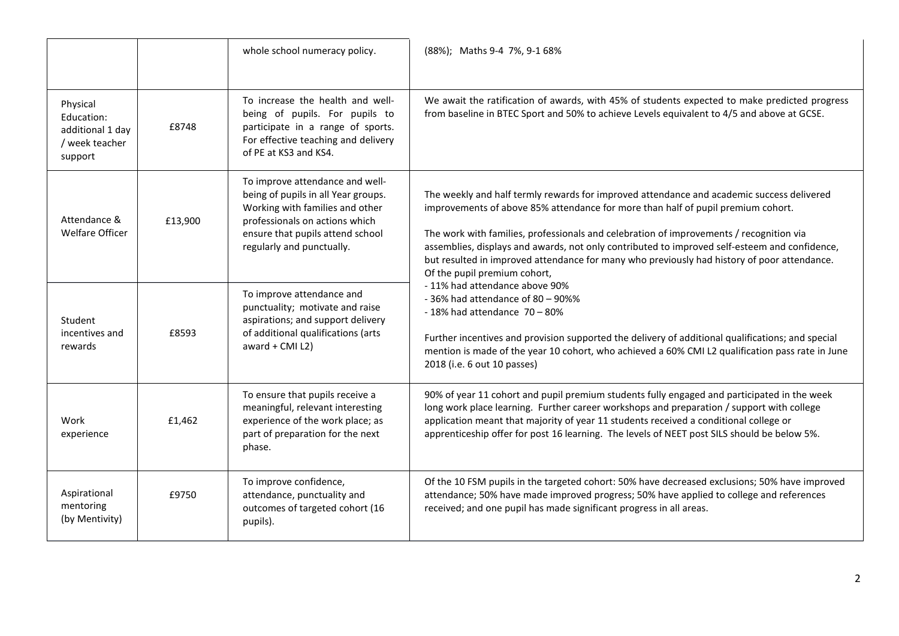| | | | |
|---|---|---|---|
| | | whole school numeracy policy. | (88%); Maths 9-4 7%, 9-1 68% |
| Physical Education: additional 1 day / week teacher support | £8748 | To increase the health and well-being of pupils. For pupils to participate in a range of sports. For effective teaching and delivery of PE at KS3 and KS4. | We await the ratification of awards, with 45% of students expected to make predicted progress from baseline in BTEC Sport and 50% to achieve Levels equivalent to 4/5 and above at GCSE. |
| Attendance & Welfare Officer | £13,900 | To improve attendance and well-being of pupils in all Year groups. Working with families and other professionals on actions which ensure that pupils attend school regularly and punctually. | The weekly and half termly rewards for improved attendance and academic success delivered improvements of above 85% attendance for more than half of pupil premium cohort.<br><br>The work with families, professionals and celebration of improvements / recognition via assemblies, displays and awards, not only contributed to improved self-esteem and confidence, but resulted in improved attendance for many who previously had history of poor attendance. Of the pupil premium cohort,<br>- 11% had attendance above 90%<br>- 36% had attendance of 80 – 90%%<br>- 18% had attendance 70 – 80%<br><br>Further incentives and provision supported the delivery of additional qualifications; and special mention is made of the year 10 cohort, who achieved a 60% CMI L2 qualification pass rate in June 2018 (i.e. 6 out 10 passes) |
| Student incentives and rewards | £8593 | To improve attendance and punctuality; motivate and raise aspirations; and support delivery of additional qualifications (arts award + CMI L2) | |
| Work experience | £1,462 | To ensure that pupils receive a meaningful, relevant interesting experience of the work place; as part of preparation for the next phase. | 90% of year 11 cohort and pupil premium students fully engaged and participated in the week long work place learning. Further career workshops and preparation / support with college application meant that majority of year 11 students received a conditional college or apprenticeship offer for post 16 learning. The levels of NEET post SILS should be below 5%. |
| Aspirational mentoring (by Mentivity) | £9750 | To improve confidence, attendance, punctuality and outcomes of targeted cohort (16 pupils). | Of the 10 FSM pupils in the targeted cohort: 50% have decreased exclusions; 50% have improved attendance; 50% have made improved progress; 50% have applied to college and references received; and one pupil has made significant progress in all areas. |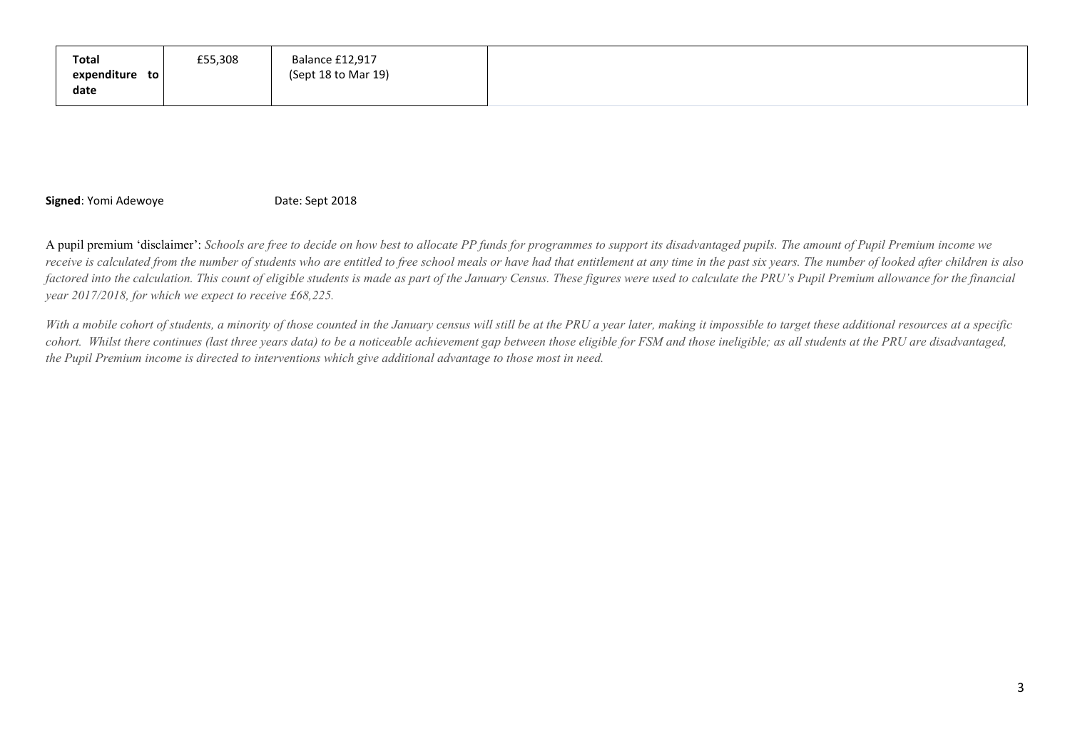| | | | |
|---|---|---|---|
| **Total expenditure to date** | £55,308 | Balance £12,917 (Sept 18 to Mar 19) | |

**Signed**: Yomi Adewoye Date: Sept 2018

A pupil premium 'disclaimer': *Schools are free to decide on how best to allocate PP funds for programmes to support its disadvantaged pupils. The amount of Pupil Premium income we receive is calculated from the number of students who are entitled to free school meals or have had that entitlement at any time in the past six years. The number of looked after children is also factored into the calculation. This count of eligible students is made as part of the January Census. These figures were used to calculate the PRU's Pupil Premium allowance for the financial year 2017/2018, for which we expect to receive £68,225.*

*With a mobile cohort of students, a minority of those counted in the January census will still be at the PRU a year later, making it impossible to target these additional resources at a specific cohort. Whilst there continues (last three years data) to be a noticeable achievement gap between those eligible for FSM and those ineligible; as all students at the PRU are disadvantaged, the Pupil Premium income is directed to interventions which give additional advantage to those most in need.*